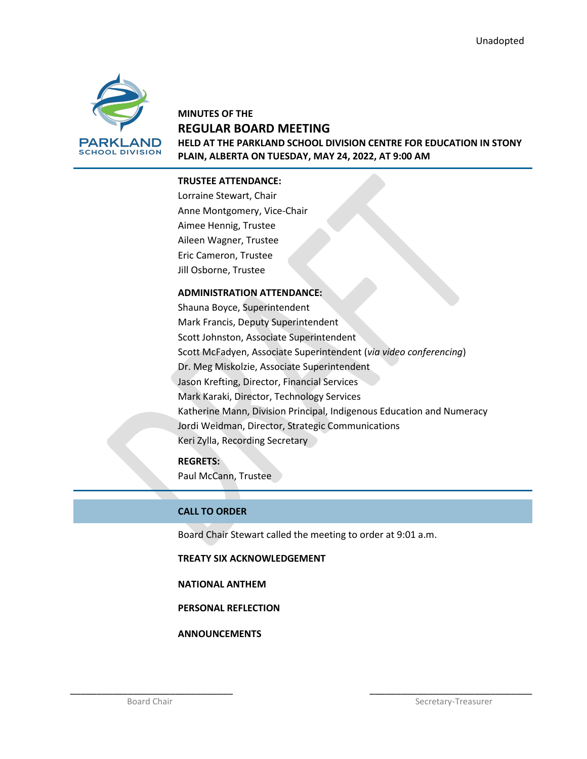Unadopted

MINUTES OF THE

# REGULAR BOARD MEETING

**HELD AT THE PARKLAND SCHOOL DIVISION CENTRE FOR EDUCATION IN STONY PLAIN, ALBERTA ON TUESDAY, MAY 24, 2022, AT 9:00 AM**

**TRUSTEE ATTENDANCE:**

Lorraine Stewart, Chair
Anne Montgomery, Vice-Chair
Aimee Hennig, Trustee
Aileen Wagner, Trustee
Eric Cameron, Trustee
Jill Osborne, Trustee

**ADMINISTRATION ATTENDANCE:**

Shauna Boyce, Superintendent
Mark Francis, Deputy Superintendent
Scott Johnston, Associate Superintendent
Scott McFadyen, Associate Superintendent (*via video conferencing*)
Dr. Meg Miskolzie, Associate Superintendent
Jason Krefting, Director, Financial Services
Mark Karaki, Director, Technology Services
Katherine Mann, Division Principal, Indigenous Education and Numeracy
Jordi Weidman, Director, Strategic Communications
Keri Zylla, Recording Secretary

**REGRETS:**

Paul McCann, Trustee

## CALL TO ORDER

Board Chair Stewart called the meeting to order at 9:01 a.m.

**TREATY SIX ACKNOWLEDGEMENT**

**NATIONAL ANTHEM**

**PERSONAL REFLECTION**

**ANNOUNCEMENTS**

\_\_\_\_\_\_\_\_\_\_\_\_\_\_\_\_\_\_\_\_\_\_\_\_\_\_\_\_\_\_ Board Chair

\_\_\_\_\_\_\_\_\_\_\_\_\_\_\_\_\_\_\_\_\_\_\_\_\_\_\_\_\_\_ Secretary-Treasurer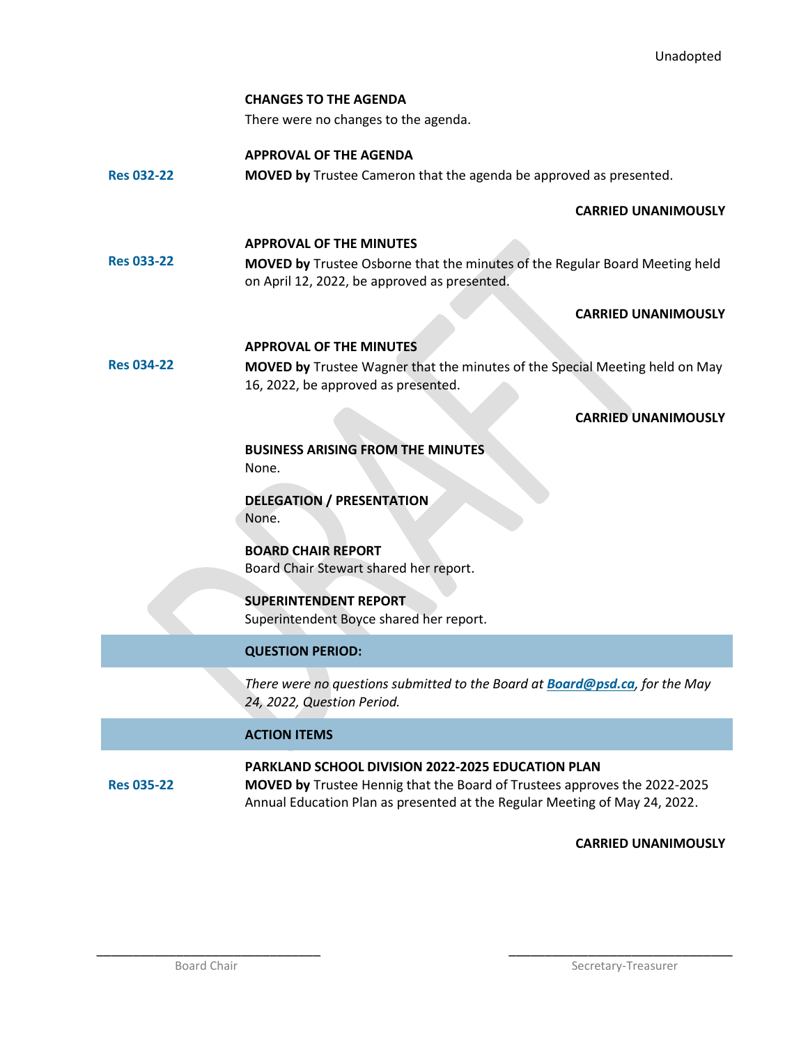Unadopted

**CHANGES TO THE AGENDA**

There were no changes to the agenda.

**APPROVAL OF THE AGENDA**

**Res 032-22** **MOVED by** Trustee Cameron that the agenda be approved as presented.

**CARRIED UNANIMOUSLY**

**APPROVAL OF THE MINUTES**

**Res 033-22** **MOVED by** Trustee Osborne that the minutes of the Regular Board Meeting held on April 12, 2022, be approved as presented.

**CARRIED UNANIMOUSLY**

**APPROVAL OF THE MINUTES**

**Res 034-22** **MOVED by** Trustee Wagner that the minutes of the Special Meeting held on May 16, 2022, be approved as presented.

**CARRIED UNANIMOUSLY**

**BUSINESS ARISING FROM THE MINUTES**

None.

**DELEGATION / PRESENTATION**

None.

**BOARD CHAIR REPORT**

Board Chair Stewart shared her report.

**SUPERINTENDENT REPORT**

Superintendent Boyce shared her report.

## QUESTION PERIOD:

*There were no questions submitted to the Board at **Board@psd.ca**, for the May 24, 2022, Question Period.*

## ACTION ITEMS

**PARKLAND SCHOOL DIVISION 2022-2025 EDUCATION PLAN**

**Res 035-22** **MOVED by** Trustee Hennig that the Board of Trustees approves the 2022-2025 Annual Education Plan as presented at the Regular Meeting of May 24, 2022.

**CARRIED UNANIMOUSLY**

\_\_\_\_\_\_\_\_\_\_\_\_\_\_\_\_\_\_\_\_\_\_\_\_\_\_\_\_
Board Chair

\_\_\_\_\_\_\_\_\_\_\_\_\_\_\_\_\_\_\_\_\_\_\_\_\_\_\_\_
Secretary-Treasurer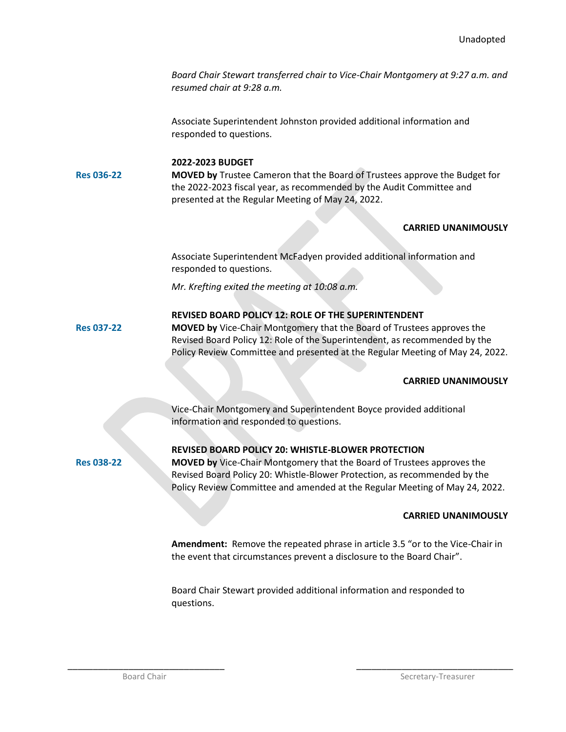Unadopted

*Board Chair Stewart transferred chair to Vice-Chair Montgomery at 9:27 a.m. and resumed chair at 9:28 a.m.*

Associate Superintendent Johnston provided additional information and responded to questions.

**2022-2023 BUDGET**

**Res 036-22** **MOVED by** Trustee Cameron that the Board of Trustees approve the Budget for the 2022-2023 fiscal year, as recommended by the Audit Committee and presented at the Regular Meeting of May 24, 2022.

**CARRIED UNANIMOUSLY**

Associate Superintendent McFadyen provided additional information and responded to questions.

*Mr. Krefting exited the meeting at 10:08 a.m.*

**REVISED BOARD POLICY 12: ROLE OF THE SUPERINTENDENT**

**Res 037-22** **MOVED by** Vice-Chair Montgomery that the Board of Trustees approves the Revised Board Policy 12: Role of the Superintendent, as recommended by the Policy Review Committee and presented at the Regular Meeting of May 24, 2022.

**CARRIED UNANIMOUSLY**

Vice-Chair Montgomery and Superintendent Boyce provided additional information and responded to questions.

**REVISED BOARD POLICY 20: WHISTLE-BLOWER PROTECTION**

**Res 038-22** **MOVED by** Vice-Chair Montgomery that the Board of Trustees approves the Revised Board Policy 20: Whistle-Blower Protection, as recommended by the Policy Review Committee and amended at the Regular Meeting of May 24, 2022.

**CARRIED UNANIMOUSLY**

**Amendment:** Remove the repeated phrase in article 3.5 "or to the Vice-Chair in the event that circumstances prevent a disclosure to the Board Chair".

Board Chair Stewart provided additional information and responded to questions.

\_\_\_\_\_\_\_\_\_\_\_\_\_\_\_\_\_\_\_\_\_\_\_\_\_\_\_\_ Board Chair

\_\_\_\_\_\_\_\_\_\_\_\_\_\_\_\_\_\_\_\_\_\_\_\_\_\_\_\_ Secretary-Treasurer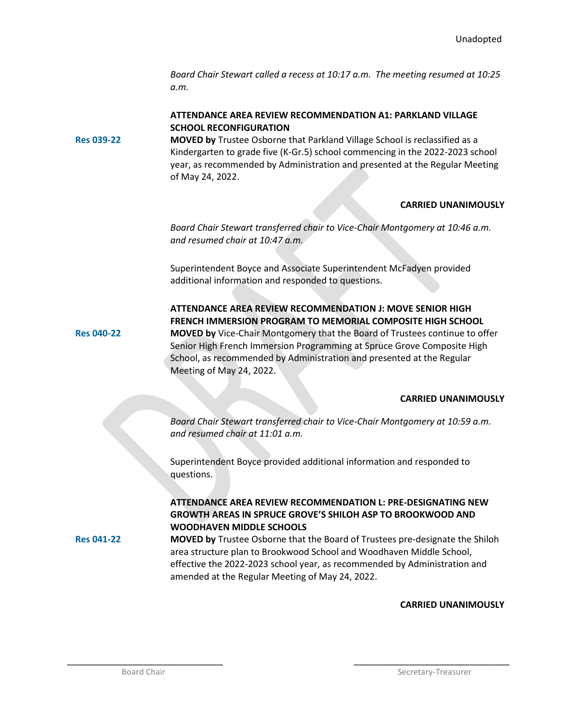Unadopted

*Board Chair Stewart called a recess at 10:17 a.m. The meeting resumed at 10:25 a.m.*

**ATTENDANCE AREA REVIEW RECOMMENDATION A1: PARKLAND VILLAGE SCHOOL RECONFIGURATION**

**Res 039-22**

**MOVED by** Trustee Osborne that Parkland Village School is reclassified as a Kindergarten to grade five (K-Gr.5) school commencing in the 2022-2023 school year, as recommended by Administration and presented at the Regular Meeting of May 24, 2022.

**CARRIED UNANIMOUSLY**

*Board Chair Stewart transferred chair to Vice-Chair Montgomery at 10:46 a.m. and resumed chair at 10:47 a.m.*

Superintendent Boyce and Associate Superintendent McFadyen provided additional information and responded to questions.

**ATTENDANCE AREA REVIEW RECOMMENDATION J: MOVE SENIOR HIGH FRENCH IMMERSION PROGRAM TO MEMORIAL COMPOSITE HIGH SCHOOL**

**Res 040-22**

**MOVED by** Vice-Chair Montgomery that the Board of Trustees continue to offer Senior High French Immersion Programming at Spruce Grove Composite High School, as recommended by Administration and presented at the Regular Meeting of May 24, 2022.

**CARRIED UNANIMOUSLY**

*Board Chair Stewart transferred chair to Vice-Chair Montgomery at 10:59 a.m. and resumed chair at 11:01 a.m.*

Superintendent Boyce provided additional information and responded to questions.

**ATTENDANCE AREA REVIEW RECOMMENDATION L: PRE-DESIGNATING NEW GROWTH AREAS IN SPRUCE GROVE'S SHILOH ASP TO BROOKWOOD AND WOODHAVEN MIDDLE SCHOOLS**

**Res 041-22**

**MOVED by** Trustee Osborne that the Board of Trustees pre-designate the Shiloh area structure plan to Brookwood School and Woodhaven Middle School, effective the 2022-2023 school year, as recommended by Administration and amended at the Regular Meeting of May 24, 2022.

**CARRIED UNANIMOUSLY**

\_\_\_\_\_\_\_\_\_\_\_\_\_\_\_\_\_\_\_\_\_\_\_\_\_\_\_\_\_\_
Board Chair

\_\_\_\_\_\_\_\_\_\_\_\_\_\_\_\_\_\_\_\_\_\_\_\_\_\_\_\_\_\_
Secretary-Treasurer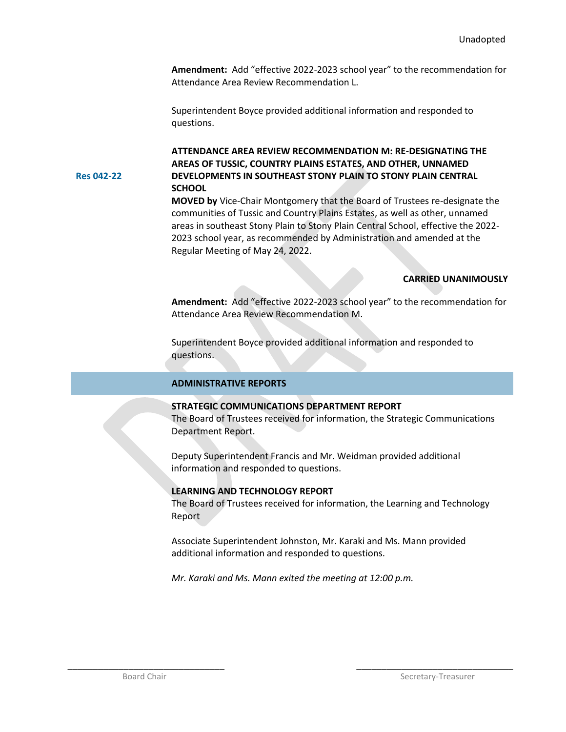Unadopted

**Amendment:** Add "effective 2022-2023 school year" to the recommendation for Attendance Area Review Recommendation L.

Superintendent Boyce provided additional information and responded to questions.

**Res 042-22**

**ATTENDANCE AREA REVIEW RECOMMENDATION M: RE-DESIGNATING THE AREAS OF TUSSIC, COUNTRY PLAINS ESTATES, AND OTHER, UNNAMED DEVELOPMENTS IN SOUTHEAST STONY PLAIN TO STONY PLAIN CENTRAL SCHOOL**

**MOVED by** Vice-Chair Montgomery that the Board of Trustees re-designate the communities of Tussic and Country Plains Estates, as well as other, unnamed areas in southeast Stony Plain to Stony Plain Central School, effective the 2022-2023 school year, as recommended by Administration and amended at the Regular Meeting of May 24, 2022.

**CARRIED UNANIMOUSLY**

**Amendment:** Add "effective 2022-2023 school year" to the recommendation for Attendance Area Review Recommendation M.

Superintendent Boyce provided additional information and responded to questions.

## ADMINISTRATIVE REPORTS

**STRATEGIC COMMUNICATIONS DEPARTMENT REPORT**

The Board of Trustees received for information, the Strategic Communications Department Report.

Deputy Superintendent Francis and Mr. Weidman provided additional information and responded to questions.

**LEARNING AND TECHNOLOGY REPORT**

The Board of Trustees received for information, the Learning and Technology Report

Associate Superintendent Johnston, Mr. Karaki and Ms. Mann provided additional information and responded to questions.

*Mr. Karaki and Ms. Mann exited the meeting at 12:00 p.m.*

\_\_\_\_\_\_\_\_\_\_\_\_\_\_\_\_\_\_\_\_\_\_\_\_\_\_\_\_\_\_ Board Chair

\_\_\_\_\_\_\_\_\_\_\_\_\_\_\_\_\_\_\_\_\_\_\_\_\_\_\_\_\_\_ Secretary-Treasurer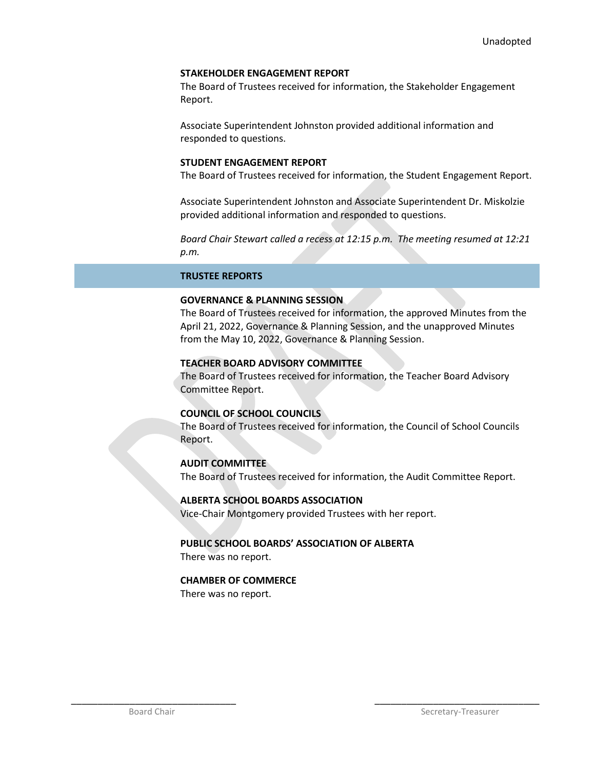**STAKEHOLDER ENGAGEMENT REPORT**
The Board of Trustees received for information, the Stakeholder Engagement Report.

Associate Superintendent Johnston provided additional information and responded to questions.

**STUDENT ENGAGEMENT REPORT**
The Board of Trustees received for information, the Student Engagement Report.

Associate Superintendent Johnston and Associate Superintendent Dr. Miskolzie provided additional information and responded to questions.

*Board Chair Stewart called a recess at 12:15 p.m. The meeting resumed at 12:21 p.m.*

## TRUSTEE REPORTS

**GOVERNANCE & PLANNING SESSION**
The Board of Trustees received for information, the approved Minutes from the April 21, 2022, Governance & Planning Session, and the unapproved Minutes from the May 10, 2022, Governance & Planning Session.

**TEACHER BOARD ADVISORY COMMITTEE**
The Board of Trustees received for information, the Teacher Board Advisory Committee Report.

**COUNCIL OF SCHOOL COUNCILS**
The Board of Trustees received for information, the Council of School Councils Report.

**AUDIT COMMITTEE**
The Board of Trustees received for information, the Audit Committee Report.

**ALBERTA SCHOOL BOARDS ASSOCIATION**
Vice-Chair Montgomery provided Trustees with her report.

**PUBLIC SCHOOL BOARDS' ASSOCIATION OF ALBERTA**
There was no report.

**CHAMBER OF COMMERCE**
There was no report.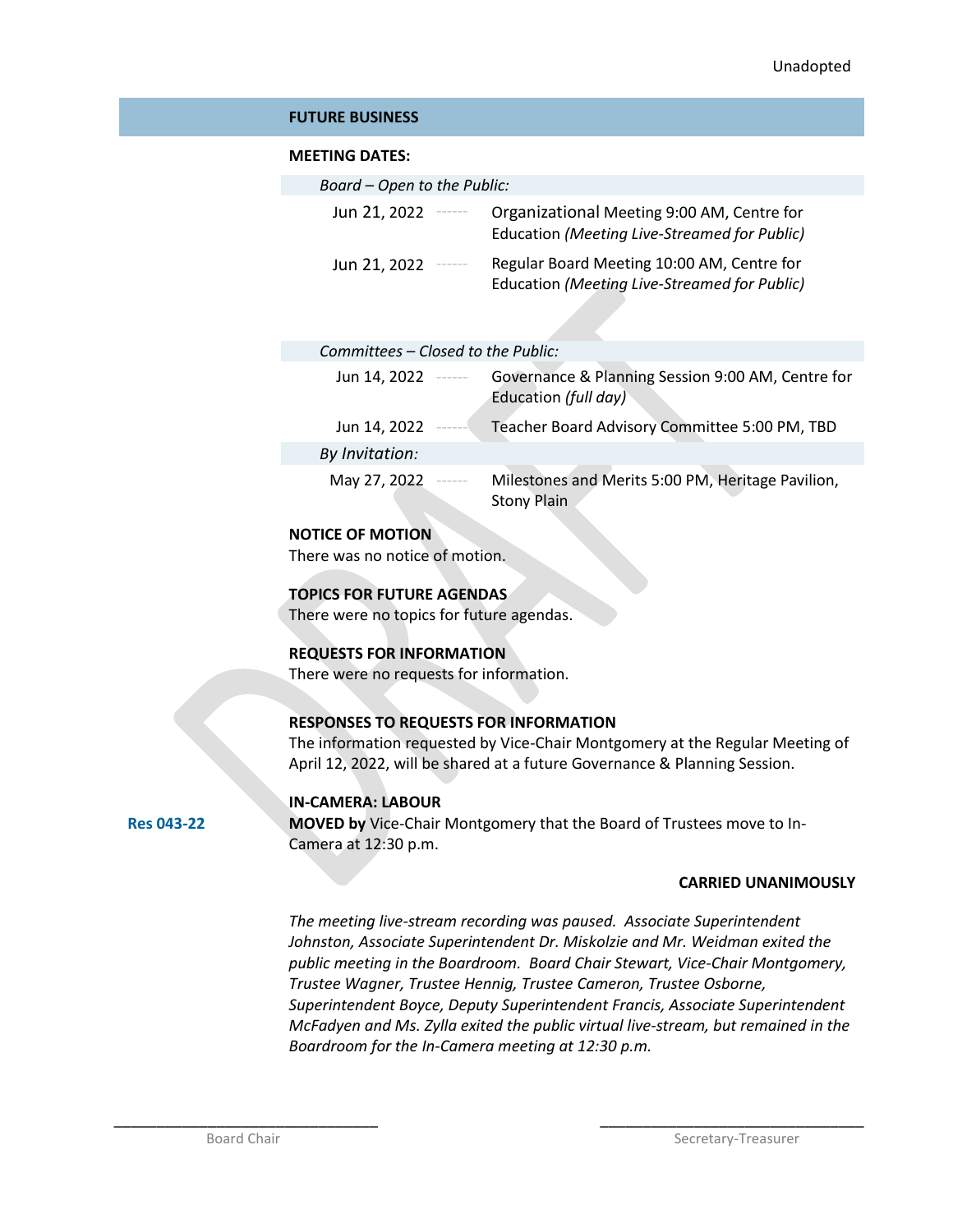Unadopted

## FUTURE BUSINESS

**MEETING DATES:**

*Board – Open to the Public:*

| | |
|---|---|
| Jun 21, 2022 | Organizational Meeting 9:00 AM, Centre for Education *(Meeting Live-Streamed for Public)* |
| Jun 21, 2022 | Regular Board Meeting 10:00 AM, Centre for Education *(Meeting Live-Streamed for Public)* |

*Committees – Closed to the Public:*

| | |
|---|---|
| Jun 14, 2022 | Governance & Planning Session 9:00 AM, Centre for Education *(full day)* |
| Jun 14, 2022 | Teacher Board Advisory Committee 5:00 PM, TBD |

*By Invitation:*

| | |
|---|---|
| May 27, 2022 | Milestones and Merits 5:00 PM, Heritage Pavilion, Stony Plain |

**NOTICE OF MOTION**
There was no notice of motion.

**TOPICS FOR FUTURE AGENDAS**
There were no topics for future agendas.

**REQUESTS FOR INFORMATION**
There were no requests for information.

**RESPONSES TO REQUESTS FOR INFORMATION**
The information requested by Vice-Chair Montgomery at the Regular Meeting of April 12, 2022, will be shared at a future Governance & Planning Session.

**IN-CAMERA: LABOUR**

**Res 043-22** — **MOVED by** Vice-Chair Montgomery that the Board of Trustees move to In-Camera at 12:30 p.m.

**CARRIED UNANIMOUSLY**

*The meeting live-stream recording was paused. Associate Superintendent Johnston, Associate Superintendent Dr. Miskolzie and Mr. Weidman exited the public meeting in the Boardroom. Board Chair Stewart, Vice-Chair Montgomery, Trustee Wagner, Trustee Hennig, Trustee Cameron, Trustee Osborne, Superintendent Boyce, Deputy Superintendent Francis, Associate Superintendent McFadyen and Ms. Zylla exited the public virtual live-stream, but remained in the Boardroom for the In-Camera meeting at 12:30 p.m.*

\_\_\_\_\_\_\_\_\_\_\_\_\_\_\_\_\_\_\_\_\_\_\_\_\_\_\_\_\_\_
Board Chair

\_\_\_\_\_\_\_\_\_\_\_\_\_\_\_\_\_\_\_\_\_\_\_\_\_\_\_\_\_\_
Secretary-Treasurer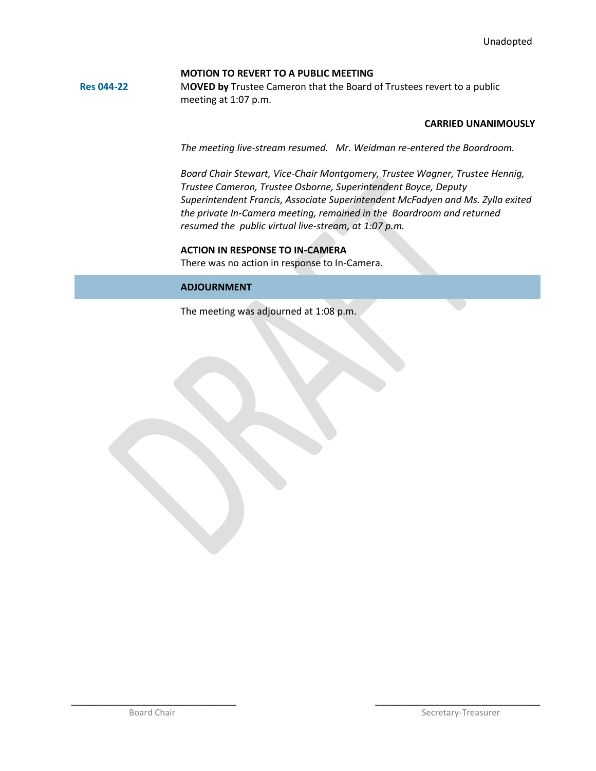Unadopted

**MOTION TO REVERT TO A PUBLIC MEETING**

**Res 044-22** — M**OVED by** Trustee Cameron that the Board of Trustees revert to a public meeting at 1:07 p.m.

**CARRIED UNANIMOUSLY**

*The meeting live-stream resumed. Mr. Weidman re-entered the Boardroom.*

*Board Chair Stewart, Vice-Chair Montgomery, Trustee Wagner, Trustee Hennig, Trustee Cameron, Trustee Osborne, Superintendent Boyce, Deputy Superintendent Francis, Associate Superintendent McFadyen and Ms. Zylla exited the private In-Camera meeting, remained in the Boardroom and returned resumed the public virtual live-stream, at 1:07 p.m.*

**ACTION IN RESPONSE TO IN-CAMERA**

There was no action in response to In-Camera.

## ADJOURNMENT

The meeting was adjourned at 1:08 p.m.

DRAFT

\_\_\_\_\_\_\_\_\_\_\_\_\_\_\_\_\_\_\_\_\_\_\_\_\_\_\_\_\_\_\_\_
Board Chair

\_\_\_\_\_\_\_\_\_\_\_\_\_\_\_\_\_\_\_\_\_\_\_\_\_\_\_\_\_\_\_\_
Secretary-Treasurer